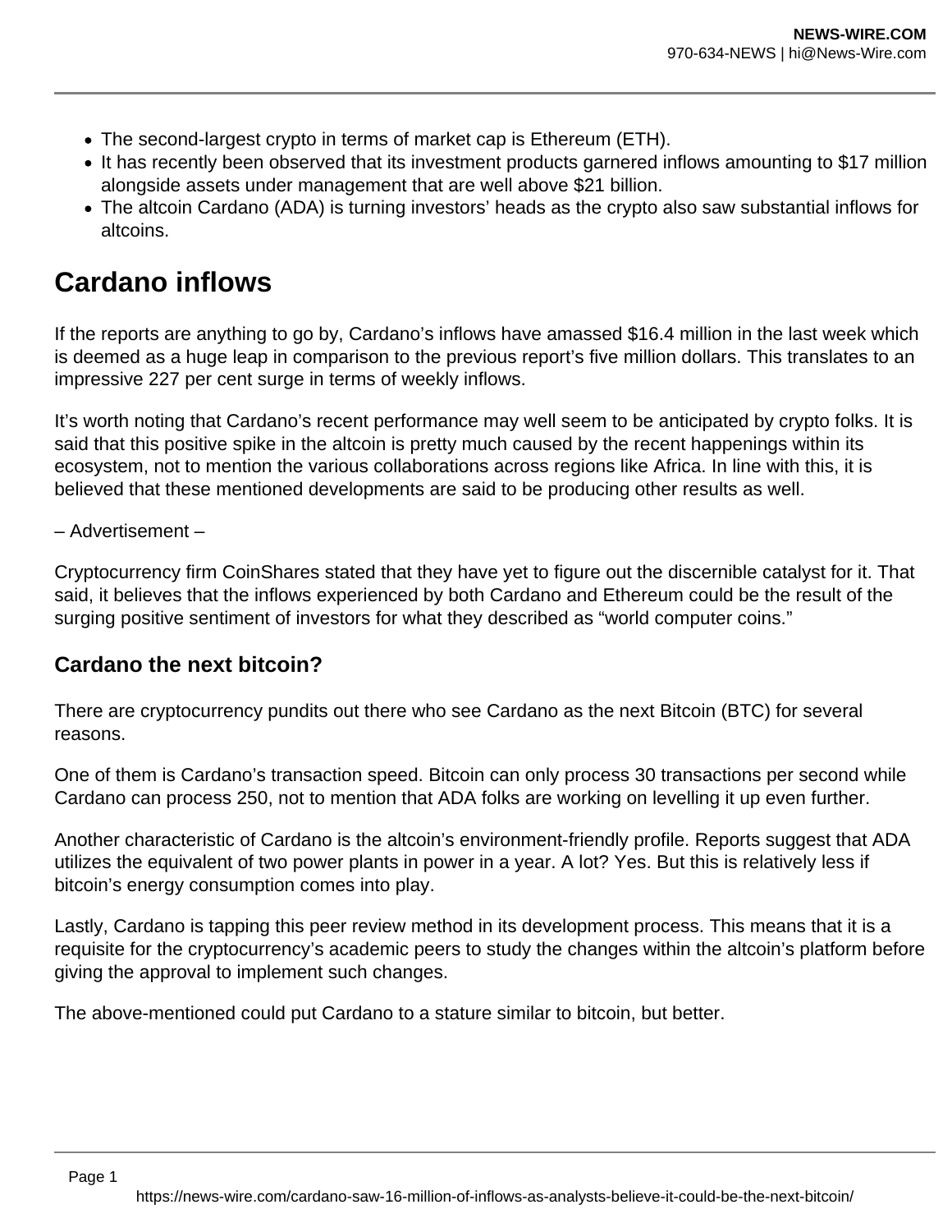- The second-largest crypto in terms of market cap is Ethereum (ETH).
- It has recently been observed that its investment products garnered inflows amounting to $17 million alongside assets under management that are well above $21 billion.
- The altcoin Cardano (ADA) is turning investors' heads as the crypto also saw substantial inflows for altcoins.

## Cardano inflows

If the reports are anything to go by, Cardano's inflows have amassed $16.4 million in the last week which is deemed as a huge leap in comparison to the previous report's five million dollars. This translates to an impressive 227 per cent surge in terms of weekly inflows.

It's worth noting that Cardano's recent performance may well seem to be anticipated by crypto folks. It is said that this positive spike in the altcoin is pretty much caused by the recent happenings within its ecosystem, not to mention the various collaborations across regions like Africa. In line with this, it is believed that these mentioned developments are said to be producing other results as well.

– Advertisement –

Cryptocurrency firm CoinShares stated that they have yet to figure out the discernible catalyst for it. That said, it believes that the inflows experienced by both Cardano and Ethereum could be the result of the surging positive sentiment of investors for what they described as "world computer coins."

### Cardano the next bitcoin?

There are cryptocurrency pundits out there who see Cardano as the next Bitcoin (BTC) for several reasons.

One of them is Cardano's transaction speed. Bitcoin can only process 30 transactions per second while Cardano can process 250, not to mention that ADA folks are working on levelling it up even further.

Another characteristic of Cardano is the altcoin's environment-friendly profile. Reports suggest that ADA utilizes the equivalent of two power plants in power in a year. A lot? Yes. But this is relatively less if bitcoin's energy consumption comes into play.

Lastly, Cardano is tapping this peer review method in its development process. This means that it is a requisite for the cryptocurrency's academic peers to study the changes within the altcoin's platform before giving the approval to implement such changes.

The above-mentioned could put Cardano to a stature similar to bitcoin, but better.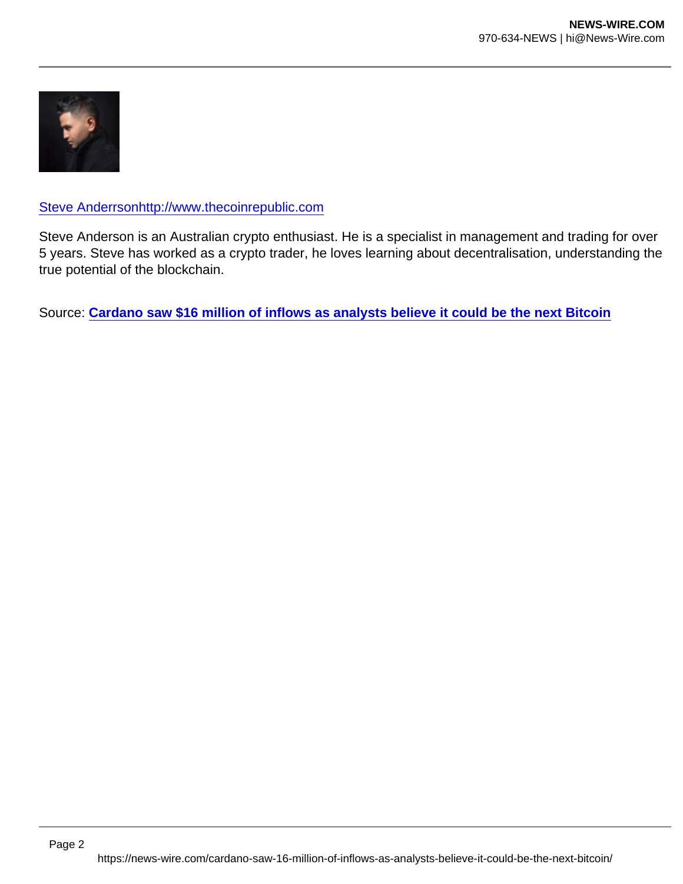[Steve Anderrsonhttp://www.thecoinrepublic.com](http://www.thecoinrepublic.com)

Steve Anderson is an Australian crypto enthusiast. He is a specialist in management and trading for over 5 years. Steve has worked as a crypto trader, he loves learning about decentralisation, understanding the true potential of the blockchain.

Source: **Cardano saw $16 million of inflows as analysts believe it could be the next Bitcoin**